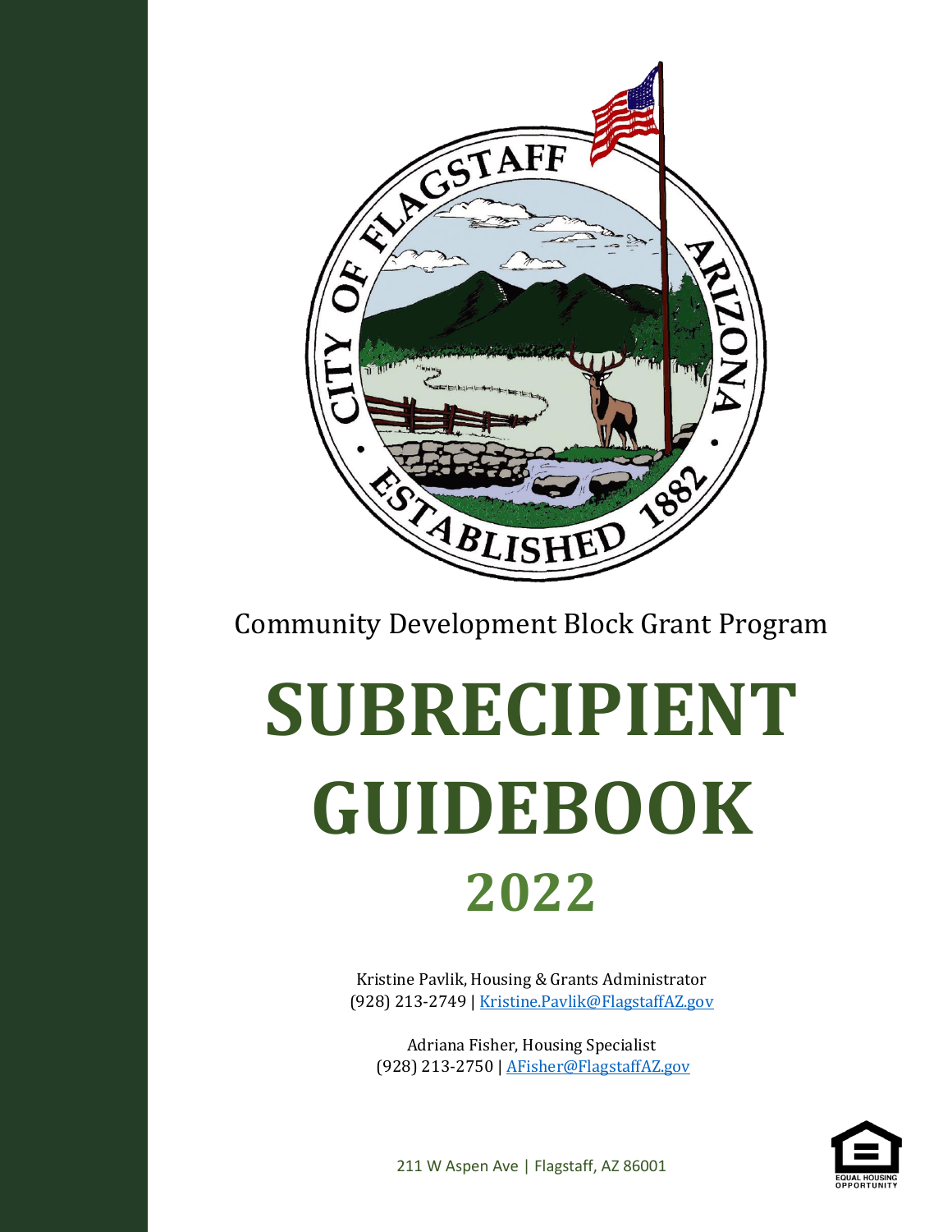Community Development Block Grant Program

# SUBRECIPIENT GUIDEBOOK

## 2022

Kristine Pavlik, Housing & Grants Administrator
(928) 213-2749 | Kristine.Pavlik@FlagstaffAZ.gov

Adriana Fisher, Housing Specialist
(928) 213-2750 | AFisher@FlagstaffAZ.gov

211 W Aspen Ave | Flagstaff, AZ 86001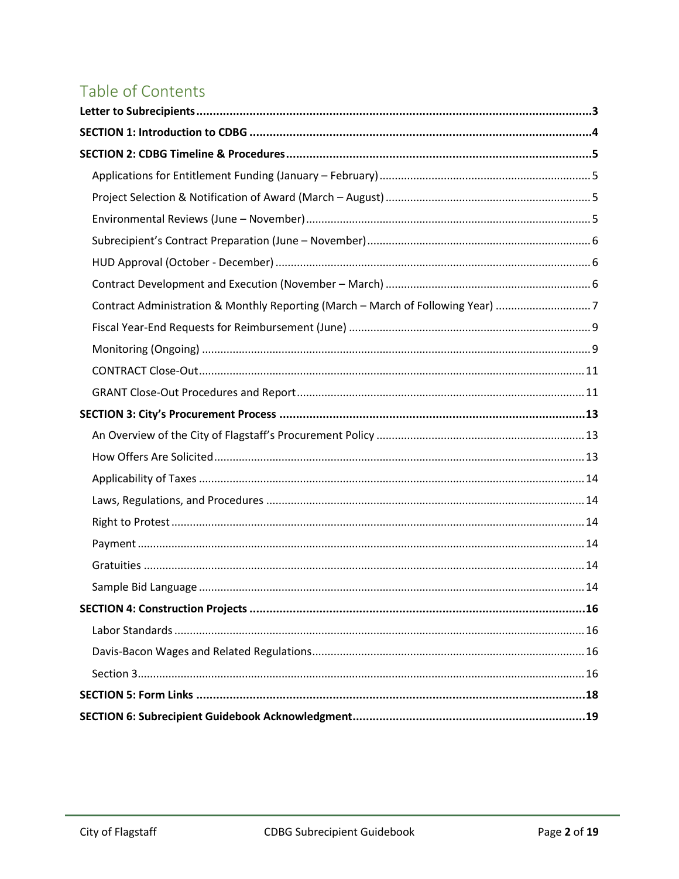# Table of Contents

**Letter to Subrecipients** ........ **3**

**SECTION 1: Introduction to CDBG** ........ **4**

**SECTION 2: CDBG Timeline & Procedures** ........ **5**

- Applications for Entitlement Funding (January – February) ........ 5
- Project Selection & Notification of Award (March – August) ........ 5
- Environmental Reviews (June – November) ........ 5
- Subrecipient's Contract Preparation (June – November) ........ 6
- HUD Approval (October - December) ........ 6
- Contract Development and Execution (November – March) ........ 6
- Contract Administration & Monthly Reporting (March – March of Following Year) ........ 7
- Fiscal Year-End Requests for Reimbursement (June) ........ 9
- Monitoring (Ongoing) ........ 9
- CONTRACT Close-Out ........ 11
- GRANT Close-Out Procedures and Report ........ 11

**SECTION 3: City's Procurement Process** ........ **13**

- An Overview of the City of Flagstaff's Procurement Policy ........ 13
- How Offers Are Solicited ........ 13
- Applicability of Taxes ........ 14
- Laws, Regulations, and Procedures ........ 14
- Right to Protest ........ 14
- Payment ........ 14
- Gratuities ........ 14
- Sample Bid Language ........ 14

**SECTION 4: Construction Projects** ........ **16**

- Labor Standards ........ 16
- Davis-Bacon Wages and Related Regulations ........ 16
- Section 3 ........ 16

**SECTION 5: Form Links** ........ **18**

**SECTION 6: Subrecipient Guidebook Acknowledgment** ........ **19**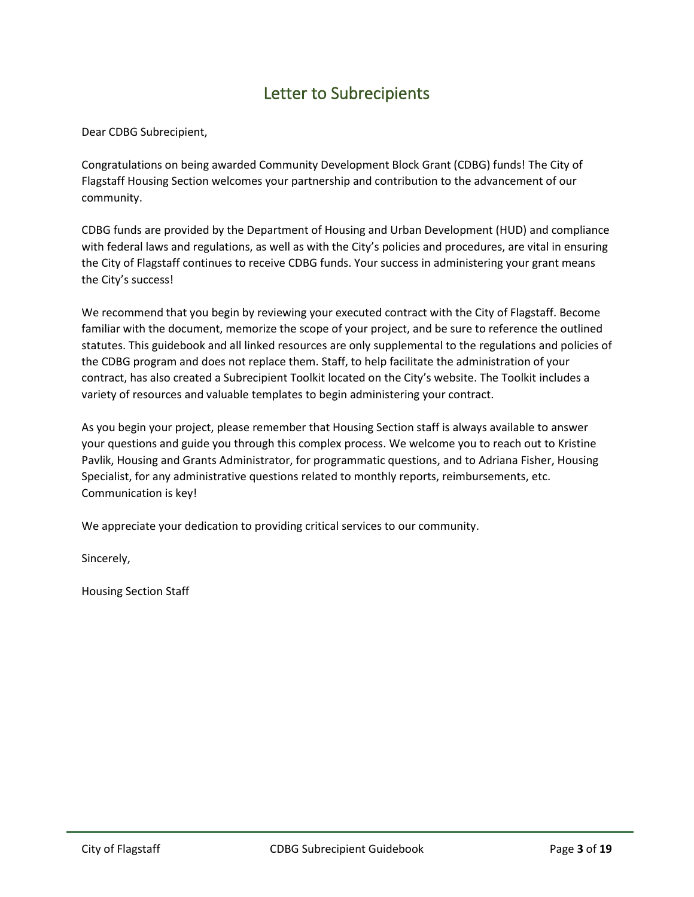# Letter to Subrecipients

Dear CDBG Subrecipient,

Congratulations on being awarded Community Development Block Grant (CDBG) funds! The City of Flagstaff Housing Section welcomes your partnership and contribution to the advancement of our community.

CDBG funds are provided by the Department of Housing and Urban Development (HUD) and compliance with federal laws and regulations, as well as with the City's policies and procedures, are vital in ensuring the City of Flagstaff continues to receive CDBG funds. Your success in administering your grant means the City's success!

We recommend that you begin by reviewing your executed contract with the City of Flagstaff. Become familiar with the document, memorize the scope of your project, and be sure to reference the outlined statutes. This guidebook and all linked resources are only supplemental to the regulations and policies of the CDBG program and does not replace them. Staff, to help facilitate the administration of your contract, has also created a Subrecipient Toolkit located on the City's website. The Toolkit includes a variety of resources and valuable templates to begin administering your contract.

As you begin your project, please remember that Housing Section staff is always available to answer your questions and guide you through this complex process. We welcome you to reach out to Kristine Pavlik, Housing and Grants Administrator, for programmatic questions, and to Adriana Fisher, Housing Specialist, for any administrative questions related to monthly reports, reimbursements, etc. Communication is key!

We appreciate your dedication to providing critical services to our community.

Sincerely,

Housing Section Staff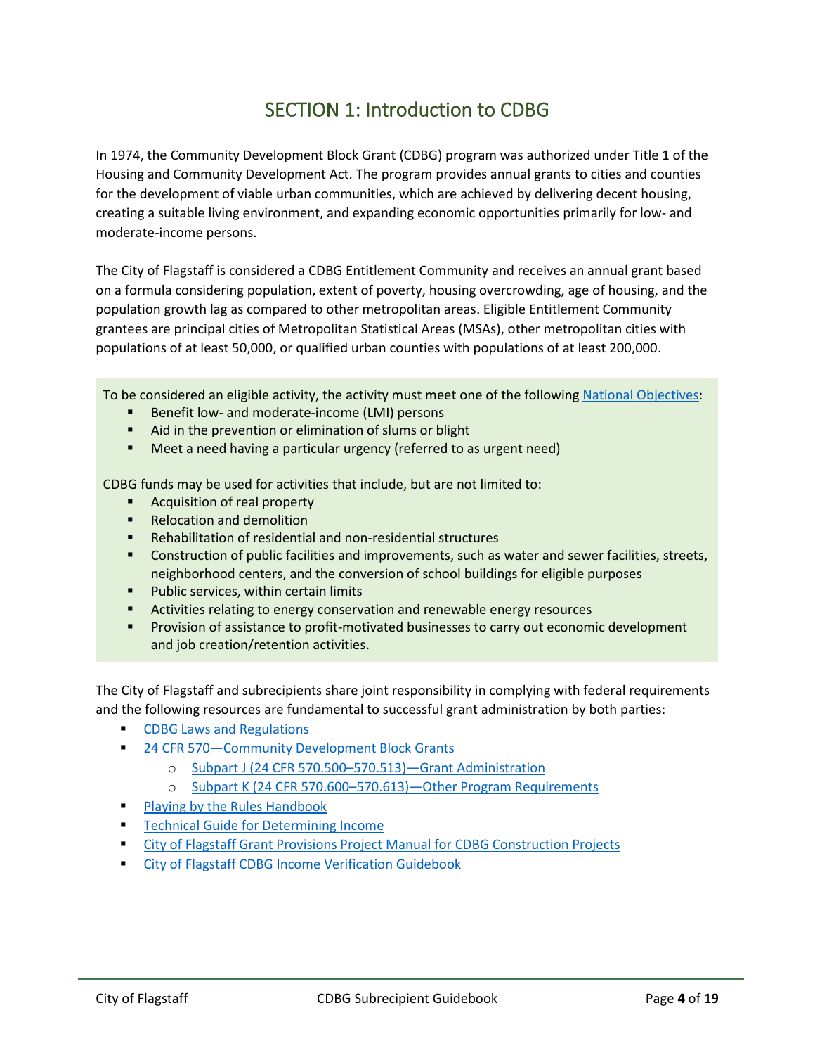# SECTION 1: Introduction to CDBG

In 1974, the Community Development Block Grant (CDBG) program was authorized under Title 1 of the Housing and Community Development Act. The program provides annual grants to cities and counties for the development of viable urban communities, which are achieved by delivering decent housing, creating a suitable living environment, and expanding economic opportunities primarily for low- and moderate-income persons.

The City of Flagstaff is considered a CDBG Entitlement Community and receives an annual grant based on a formula considering population, extent of poverty, housing overcrowding, age of housing, and the population growth lag as compared to other metropolitan areas. Eligible Entitlement Community grantees are principal cities of Metropolitan Statistical Areas (MSAs), other metropolitan cities with populations of at least 50,000, or qualified urban counties with populations of at least 200,000.

To be considered an eligible activity, the activity must meet one of the following National Objectives:

- Benefit low- and moderate-income (LMI) persons
- Aid in the prevention or elimination of slums or blight
- Meet a need having a particular urgency (referred to as urgent need)

CDBG funds may be used for activities that include, but are not limited to:

- Acquisition of real property
- Relocation and demolition
- Rehabilitation of residential and non-residential structures
- Construction of public facilities and improvements, such as water and sewer facilities, streets, neighborhood centers, and the conversion of school buildings for eligible purposes
- Public services, within certain limits
- Activities relating to energy conservation and renewable energy resources
- Provision of assistance to profit-motivated businesses to carry out economic development and job creation/retention activities.

The City of Flagstaff and subrecipients share joint responsibility in complying with federal requirements and the following resources are fundamental to successful grant administration by both parties:

- CDBG Laws and Regulations
- 24 CFR 570—Community Development Block Grants
  - Subpart J (24 CFR 570.500–570.513)—Grant Administration
  - Subpart K (24 CFR 570.600–570.613)—Other Program Requirements
- Playing by the Rules Handbook
- Technical Guide for Determining Income
- City of Flagstaff Grant Provisions Project Manual for CDBG Construction Projects
- City of Flagstaff CDBG Income Verification Guidebook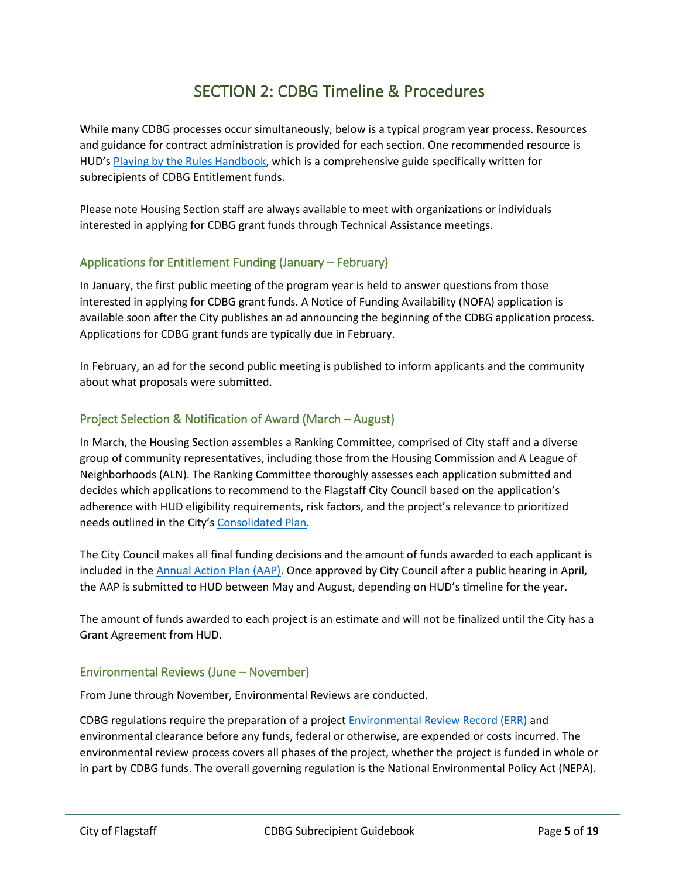# SECTION 2: CDBG Timeline & Procedures

While many CDBG processes occur simultaneously, below is a typical program year process. Resources and guidance for contract administration is provided for each section. One recommended resource is HUD's Playing by the Rules Handbook, which is a comprehensive guide specifically written for subrecipients of CDBG Entitlement funds.

Please note Housing Section staff are always available to meet with organizations or individuals interested in applying for CDBG grant funds through Technical Assistance meetings.

## Applications for Entitlement Funding (January – February)

In January, the first public meeting of the program year is held to answer questions from those interested in applying for CDBG grant funds. A Notice of Funding Availability (NOFA) application is available soon after the City publishes an ad announcing the beginning of the CDBG application process. Applications for CDBG grant funds are typically due in February.

In February, an ad for the second public meeting is published to inform applicants and the community about what proposals were submitted.

## Project Selection & Notification of Award (March – August)

In March, the Housing Section assembles a Ranking Committee, comprised of City staff and a diverse group of community representatives, including those from the Housing Commission and A League of Neighborhoods (ALN). The Ranking Committee thoroughly assesses each application submitted and decides which applications to recommend to the Flagstaff City Council based on the application's adherence with HUD eligibility requirements, risk factors, and the project's relevance to prioritized needs outlined in the City's Consolidated Plan.

The City Council makes all final funding decisions and the amount of funds awarded to each applicant is included in the Annual Action Plan (AAP). Once approved by City Council after a public hearing in April, the AAP is submitted to HUD between May and August, depending on HUD's timeline for the year.

The amount of funds awarded to each project is an estimate and will not be finalized until the City has a Grant Agreement from HUD.

## Environmental Reviews (June – November)

From June through November, Environmental Reviews are conducted.

CDBG regulations require the preparation of a project Environmental Review Record (ERR) and environmental clearance before any funds, federal or otherwise, are expended or costs incurred. The environmental review process covers all phases of the project, whether the project is funded in whole or in part by CDBG funds. The overall governing regulation is the National Environmental Policy Act (NEPA).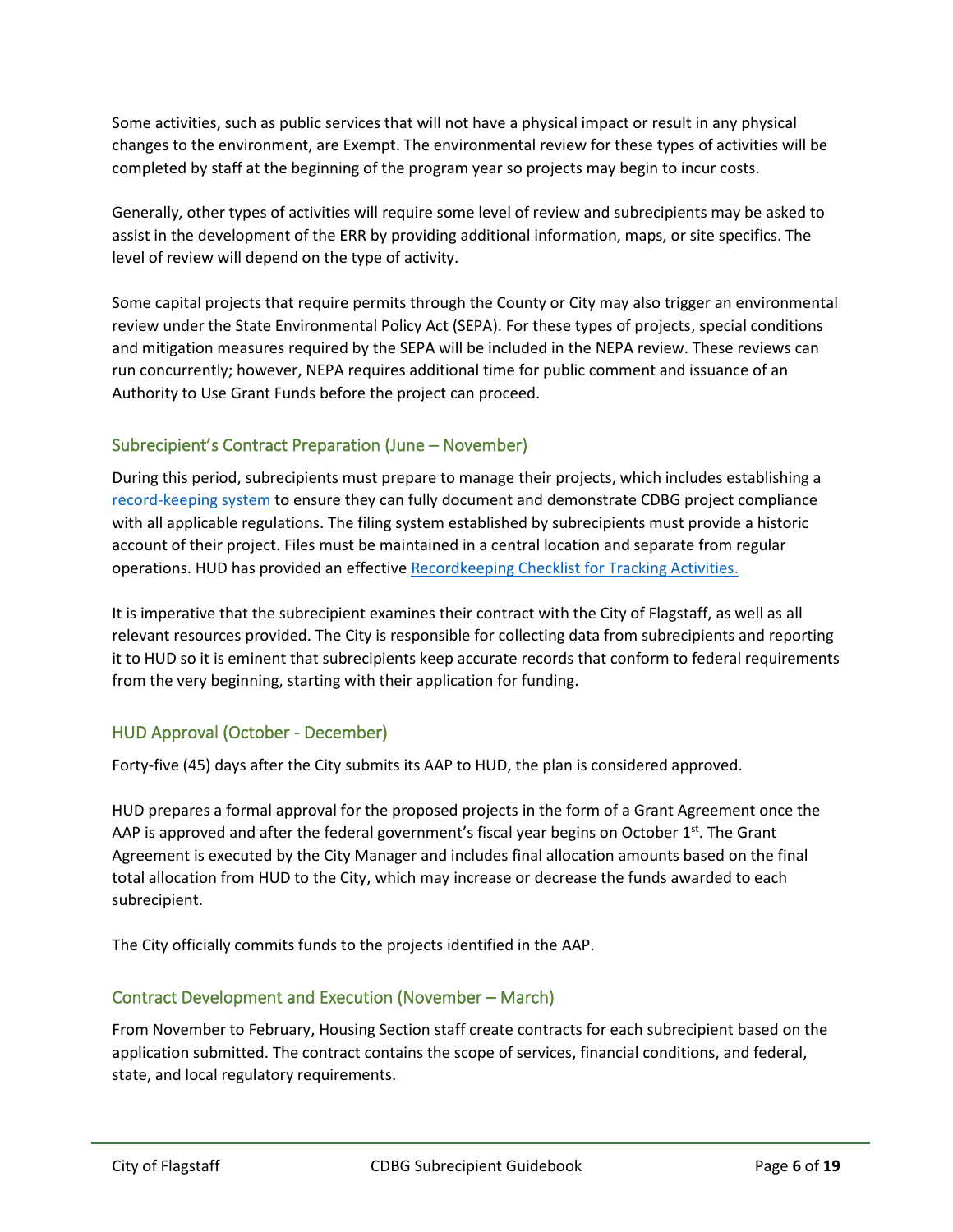Some activities, such as public services that will not have a physical impact or result in any physical changes to the environment, are Exempt. The environmental review for these types of activities will be completed by staff at the beginning of the program year so projects may begin to incur costs.

Generally, other types of activities will require some level of review and subrecipients may be asked to assist in the development of the ERR by providing additional information, maps, or site specifics. The level of review will depend on the type of activity.

Some capital projects that require permits through the County or City may also trigger an environmental review under the State Environmental Policy Act (SEPA). For these types of projects, special conditions and mitigation measures required by the SEPA will be included in the NEPA review. These reviews can run concurrently; however, NEPA requires additional time for public comment and issuance of an Authority to Use Grant Funds before the project can proceed.

## Subrecipient's Contract Preparation (June – November)

During this period, subrecipients must prepare to manage their projects, which includes establishing a record-keeping system to ensure they can fully document and demonstrate CDBG project compliance with all applicable regulations. The filing system established by subrecipients must provide a historic account of their project. Files must be maintained in a central location and separate from regular operations. HUD has provided an effective Recordkeeping Checklist for Tracking Activities.

It is imperative that the subrecipient examines their contract with the City of Flagstaff, as well as all relevant resources provided. The City is responsible for collecting data from subrecipients and reporting it to HUD so it is eminent that subrecipients keep accurate records that conform to federal requirements from the very beginning, starting with their application for funding.

## HUD Approval (October - December)

Forty-five (45) days after the City submits its AAP to HUD, the plan is considered approved.

HUD prepares a formal approval for the proposed projects in the form of a Grant Agreement once the AAP is approved and after the federal government's fiscal year begins on October 1st. The Grant Agreement is executed by the City Manager and includes final allocation amounts based on the final total allocation from HUD to the City, which may increase or decrease the funds awarded to each subrecipient.

The City officially commits funds to the projects identified in the AAP.

## Contract Development and Execution (November – March)

From November to February, Housing Section staff create contracts for each subrecipient based on the application submitted. The contract contains the scope of services, financial conditions, and federal, state, and local regulatory requirements.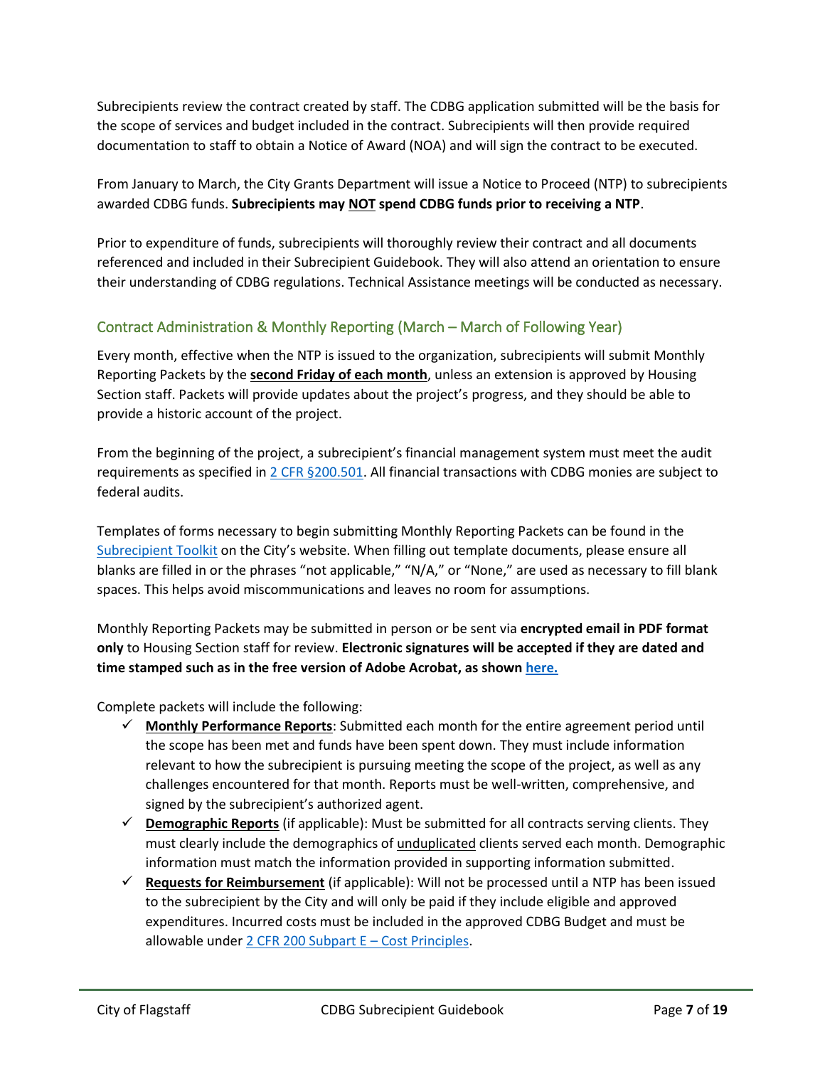Subrecipients review the contract created by staff. The CDBG application submitted will be the basis for the scope of services and budget included in the contract. Subrecipients will then provide required documentation to staff to obtain a Notice of Award (NOA) and will sign the contract to be executed.

From January to March, the City Grants Department will issue a Notice to Proceed (NTP) to subrecipients awarded CDBG funds. **Subrecipients may NOT spend CDBG funds prior to receiving a NTP**.

Prior to expenditure of funds, subrecipients will thoroughly review their contract and all documents referenced and included in their Subrecipient Guidebook. They will also attend an orientation to ensure their understanding of CDBG regulations. Technical Assistance meetings will be conducted as necessary.

## Contract Administration & Monthly Reporting (March – March of Following Year)

Every month, effective when the NTP is issued to the organization, subrecipients will submit Monthly Reporting Packets by the **second Friday of each month**, unless an extension is approved by Housing Section staff. Packets will provide updates about the project's progress, and they should be able to provide a historic account of the project.

From the beginning of the project, a subrecipient's financial management system must meet the audit requirements as specified in 2 CFR §200.501. All financial transactions with CDBG monies are subject to federal audits.

Templates of forms necessary to begin submitting Monthly Reporting Packets can be found in the Subrecipient Toolkit on the City's website. When filling out template documents, please ensure all blanks are filled in or the phrases "not applicable," "N/A," or "None," are used as necessary to fill blank spaces. This helps avoid miscommunications and leaves no room for assumptions.

Monthly Reporting Packets may be submitted in person or be sent via **encrypted email in PDF format only** to Housing Section staff for review. **Electronic signatures will be accepted if they are dated and time stamped such as in the free version of Adobe Acrobat, as shown here.**

Complete packets will include the following:

- ✓ **Monthly Performance Reports**: Submitted each month for the entire agreement period until the scope has been met and funds have been spent down. They must include information relevant to how the subrecipient is pursuing meeting the scope of the project, as well as any challenges encountered for that month. Reports must be well-written, comprehensive, and signed by the subrecipient's authorized agent.
- ✓ **Demographic Reports** (if applicable): Must be submitted for all contracts serving clients. They must clearly include the demographics of unduplicated clients served each month. Demographic information must match the information provided in supporting information submitted.
- ✓ **Requests for Reimbursement** (if applicable): Will not be processed until a NTP has been issued to the subrecipient by the City and will only be paid if they include eligible and approved expenditures. Incurred costs must be included in the approved CDBG Budget and must be allowable under 2 CFR 200 Subpart E – Cost Principles.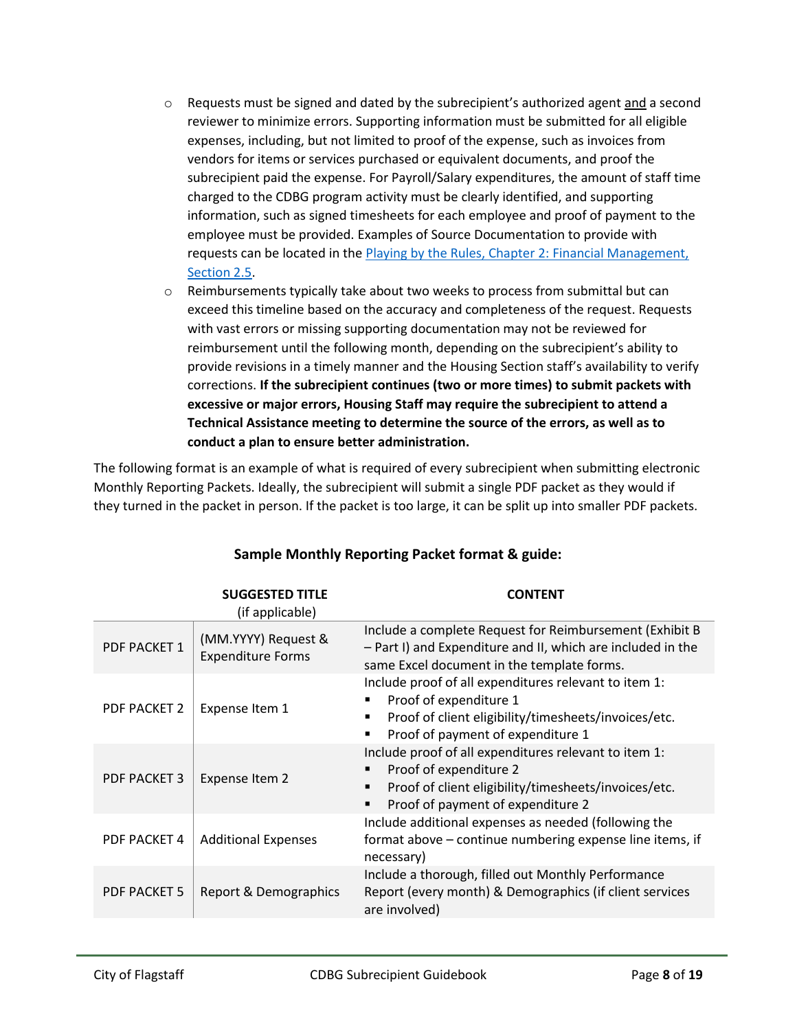- Requests must be signed and dated by the subrecipient's authorized agent <u>and</u> a second reviewer to minimize errors. Supporting information must be submitted for all eligible expenses, including, but not limited to proof of the expense, such as invoices from vendors for items or services purchased or equivalent documents, and proof the subrecipient paid the expense. For Payroll/Salary expenditures, the amount of staff time charged to the CDBG program activity must be clearly identified, and supporting information, such as signed timesheets for each employee and proof of payment to the employee must be provided. Examples of Source Documentation to provide with requests can be located in the [Playing by the Rules, Chapter 2: Financial Management, Section 2.5](#).
- Reimbursements typically take about two weeks to process from submittal but can exceed this timeline based on the accuracy and completeness of the request. Requests with vast errors or missing supporting documentation may not be reviewed for reimbursement until the following month, depending on the subrecipient's ability to provide revisions in a timely manner and the Housing Section staff's availability to verify corrections. **If the subrecipient continues (two or more times) to submit packets with excessive or major errors, Housing Staff may require the subrecipient to attend a Technical Assistance meeting to determine the source of the errors, as well as to conduct a plan to ensure better administration.**

The following format is an example of what is required of every subrecipient when submitting electronic Monthly Reporting Packets. Ideally, the subrecipient will submit a single PDF packet as they would if they turned in the packet in person. If the packet is too large, it can be split up into smaller PDF packets.

**Sample Monthly Reporting Packet format & guide:**

| | **SUGGESTED TITLE** (if applicable) | **CONTENT** |
|---|---|---|
| PDF PACKET 1 | (MM.YYYY) Request & Expenditure Forms | Include a complete Request for Reimbursement (Exhibit B – Part I) and Expenditure and II, which are included in the same Excel document in the template forms. |
| PDF PACKET 2 | Expense Item 1 | Include proof of all expenditures relevant to item 1:<br>▪ Proof of expenditure 1<br>▪ Proof of client eligibility/timesheets/invoices/etc.<br>▪ Proof of payment of expenditure 1 |
| PDF PACKET 3 | Expense Item 2 | Include proof of all expenditures relevant to item 1:<br>▪ Proof of expenditure 2<br>▪ Proof of client eligibility/timesheets/invoices/etc.<br>▪ Proof of payment of expenditure 2 |
| PDF PACKET 4 | Additional Expenses | Include additional expenses as needed (following the format above – continue numbering expense line items, if necessary) |
| PDF PACKET 5 | Report & Demographics | Include a thorough, filled out Monthly Performance Report (every month) & Demographics (if client services are involved) |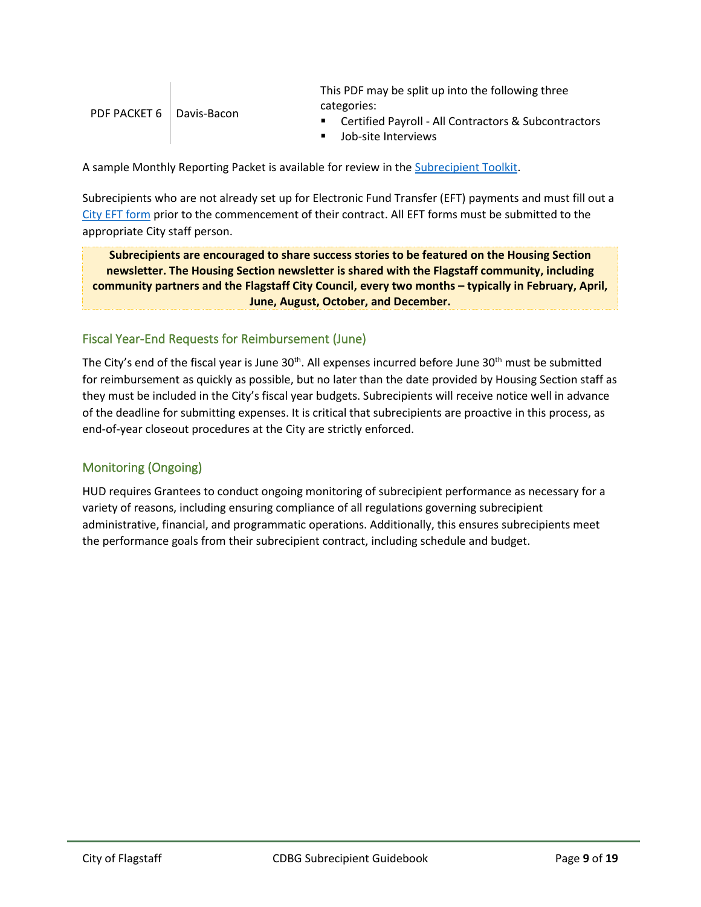| | | |
|---|---|---|
| PDF PACKET 6 | Davis-Bacon | This PDF may be split up into the following three categories:<br>▪ Certified Payroll - All Contractors & Subcontractors<br>▪ Job-site Interviews |

A sample Monthly Reporting Packet is available for review in the [Subrecipient Toolkit](#).

Subrecipients who are not already set up for Electronic Fund Transfer (EFT) payments and must fill out a [City EFT form](#) prior to the commencement of their contract. All EFT forms must be submitted to the appropriate City staff person.

**Subrecipients are encouraged to share success stories to be featured on the Housing Section newsletter. The Housing Section newsletter is shared with the Flagstaff community, including community partners and the Flagstaff City Council, every two months – typically in February, April, June, August, October, and December.**

## Fiscal Year-End Requests for Reimbursement (June)

The City's end of the fiscal year is June 30th. All expenses incurred before June 30th must be submitted for reimbursement as quickly as possible, but no later than the date provided by Housing Section staff as they must be included in the City's fiscal year budgets. Subrecipients will receive notice well in advance of the deadline for submitting expenses. It is critical that subrecipients are proactive in this process, as end-of-year closeout procedures at the City are strictly enforced.

## Monitoring (Ongoing)

HUD requires Grantees to conduct ongoing monitoring of subrecipient performance as necessary for a variety of reasons, including ensuring compliance of all regulations governing subrecipient administrative, financial, and programmatic operations. Additionally, this ensures subrecipients meet the performance goals from their subrecipient contract, including schedule and budget.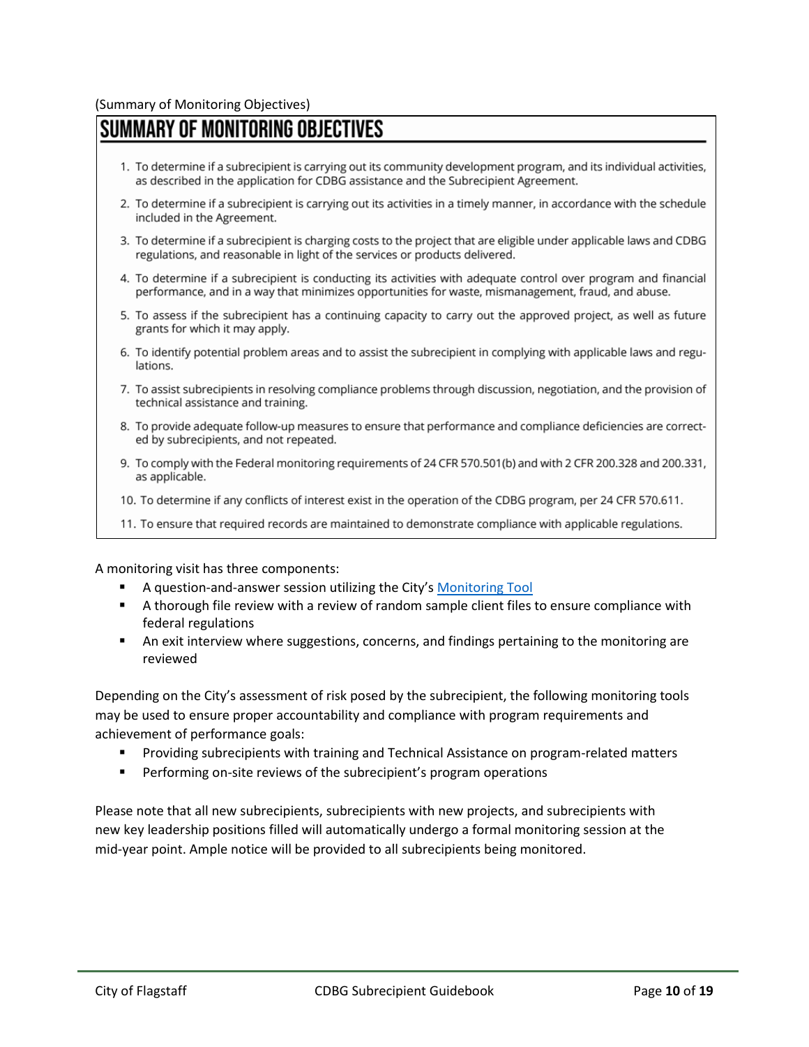(Summary of Monitoring Objectives)

## SUMMARY OF MONITORING OBJECTIVES

1. To determine if a subrecipient is carrying out its community development program, and its individual activities, as described in the application for CDBG assistance and the Subrecipient Agreement.
2. To determine if a subrecipient is carrying out its activities in a timely manner, in accordance with the schedule included in the Agreement.
3. To determine if a subrecipient is charging costs to the project that are eligible under applicable laws and CDBG regulations, and reasonable in light of the services or products delivered.
4. To determine if a subrecipient is conducting its activities with adequate control over program and financial performance, and in a way that minimizes opportunities for waste, mismanagement, fraud, and abuse.
5. To assess if the subrecipient has a continuing capacity to carry out the approved project, as well as future grants for which it may apply.
6. To identify potential problem areas and to assist the subrecipient in complying with applicable laws and regulations.
7. To assist subrecipients in resolving compliance problems through discussion, negotiation, and the provision of technical assistance and training.
8. To provide adequate follow-up measures to ensure that performance and compliance deficiencies are corrected by subrecipients, and not repeated.
9. To comply with the Federal monitoring requirements of 24 CFR 570.501(b) and with 2 CFR 200.328 and 200.331, as applicable.
10. To determine if any conflicts of interest exist in the operation of the CDBG program, per 24 CFR 570.611.
11. To ensure that required records are maintained to demonstrate compliance with applicable regulations.

A monitoring visit has three components:

- A question-and-answer session utilizing the City's Monitoring Tool
- A thorough file review with a review of random sample client files to ensure compliance with federal regulations
- An exit interview where suggestions, concerns, and findings pertaining to the monitoring are reviewed

Depending on the City's assessment of risk posed by the subrecipient, the following monitoring tools may be used to ensure proper accountability and compliance with program requirements and achievement of performance goals:

- Providing subrecipients with training and Technical Assistance on program-related matters
- Performing on-site reviews of the subrecipient's program operations

Please note that all new subrecipients, subrecipients with new projects, and subrecipients with new key leadership positions filled will automatically undergo a formal monitoring session at the mid-year point. Ample notice will be provided to all subrecipients being monitored.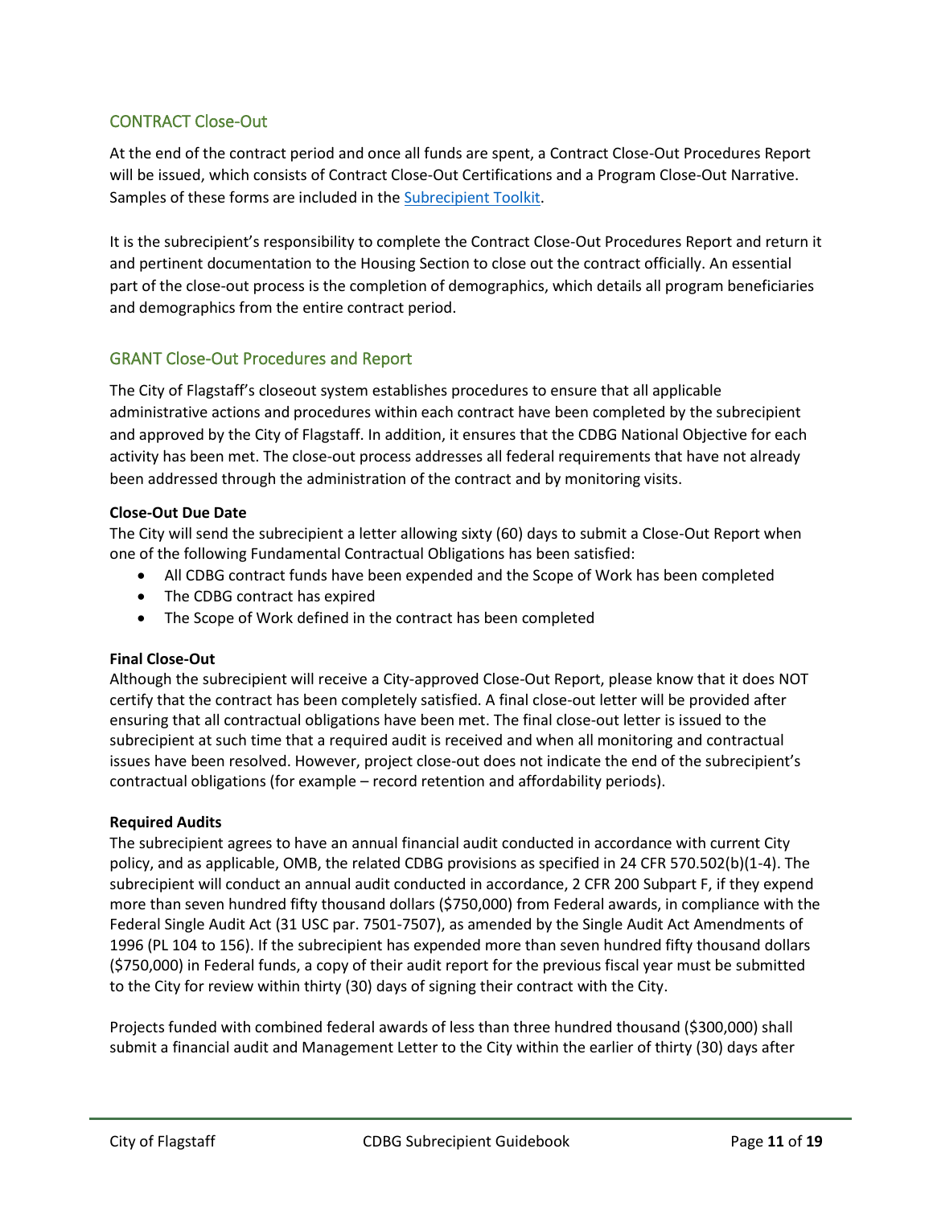## CONTRACT Close-Out

At the end of the contract period and once all funds are spent, a Contract Close-Out Procedures Report will be issued, which consists of Contract Close-Out Certifications and a Program Close-Out Narrative. Samples of these forms are included in the Subrecipient Toolkit.

It is the subrecipient's responsibility to complete the Contract Close-Out Procedures Report and return it and pertinent documentation to the Housing Section to close out the contract officially. An essential part of the close-out process is the completion of demographics, which details all program beneficiaries and demographics from the entire contract period.

## GRANT Close-Out Procedures and Report

The City of Flagstaff's closeout system establishes procedures to ensure that all applicable administrative actions and procedures within each contract have been completed by the subrecipient and approved by the City of Flagstaff. In addition, it ensures that the CDBG National Objective for each activity has been met. The close-out process addresses all federal requirements that have not already been addressed through the administration of the contract and by monitoring visits.

**Close-Out Due Date**

The City will send the subrecipient a letter allowing sixty (60) days to submit a Close-Out Report when one of the following Fundamental Contractual Obligations has been satisfied:

- All CDBG contract funds have been expended and the Scope of Work has been completed
- The CDBG contract has expired
- The Scope of Work defined in the contract has been completed

**Final Close-Out**

Although the subrecipient will receive a City-approved Close-Out Report, please know that it does NOT certify that the contract has been completely satisfied. A final close-out letter will be provided after ensuring that all contractual obligations have been met. The final close-out letter is issued to the subrecipient at such time that a required audit is received and when all monitoring and contractual issues have been resolved. However, project close-out does not indicate the end of the subrecipient's contractual obligations (for example – record retention and affordability periods).

**Required Audits**

The subrecipient agrees to have an annual financial audit conducted in accordance with current City policy, and as applicable, OMB, the related CDBG provisions as specified in 24 CFR 570.502(b)(1-4). The subrecipient will conduct an annual audit conducted in accordance, 2 CFR 200 Subpart F, if they expend more than seven hundred fifty thousand dollars ($750,000) from Federal awards, in compliance with the Federal Single Audit Act (31 USC par. 7501-7507), as amended by the Single Audit Act Amendments of 1996 (PL 104 to 156). If the subrecipient has expended more than seven hundred fifty thousand dollars ($750,000) in Federal funds, a copy of their audit report for the previous fiscal year must be submitted to the City for review within thirty (30) days of signing their contract with the City.

Projects funded with combined federal awards of less than three hundred thousand ($300,000) shall submit a financial audit and Management Letter to the City within the earlier of thirty (30) days after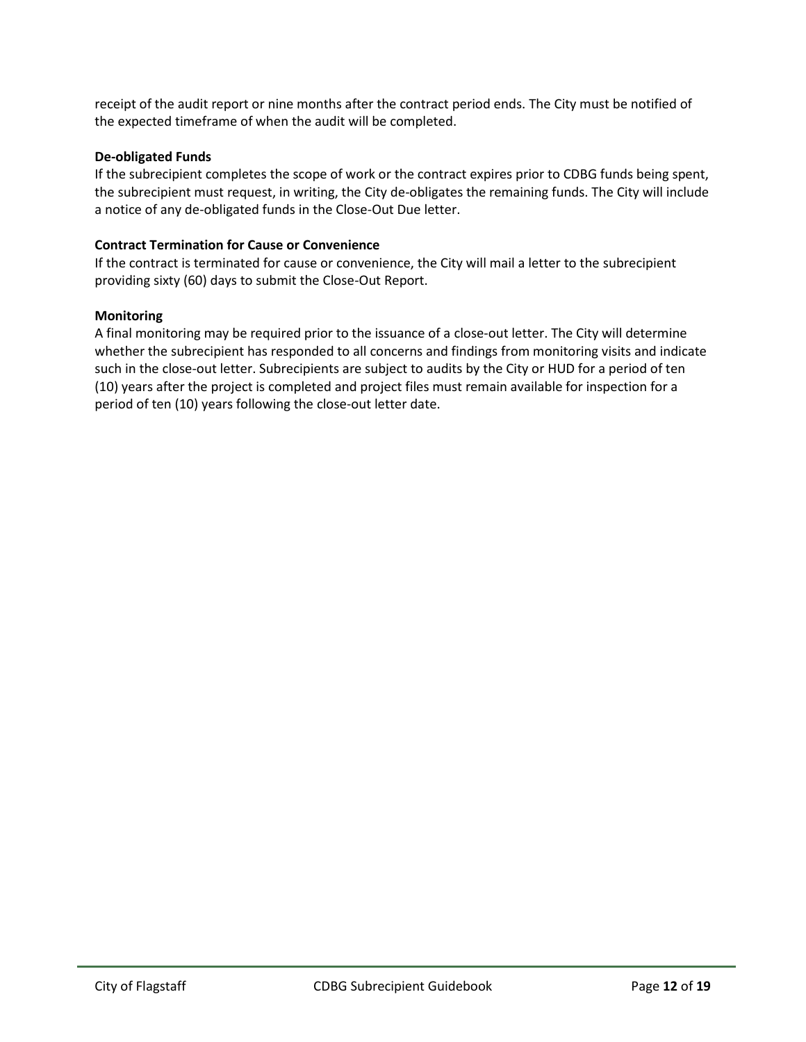receipt of the audit report or nine months after the contract period ends. The City must be notified of the expected timeframe of when the audit will be completed.

**De-obligated Funds**

If the subrecipient completes the scope of work or the contract expires prior to CDBG funds being spent, the subrecipient must request, in writing, the City de-obligates the remaining funds. The City will include a notice of any de-obligated funds in the Close-Out Due letter.

**Contract Termination for Cause or Convenience**

If the contract is terminated for cause or convenience, the City will mail a letter to the subrecipient providing sixty (60) days to submit the Close-Out Report.

**Monitoring**

A final monitoring may be required prior to the issuance of a close-out letter. The City will determine whether the subrecipient has responded to all concerns and findings from monitoring visits and indicate such in the close-out letter. Subrecipients are subject to audits by the City or HUD for a period of ten (10) years after the project is completed and project files must remain available for inspection for a period of ten (10) years following the close-out letter date.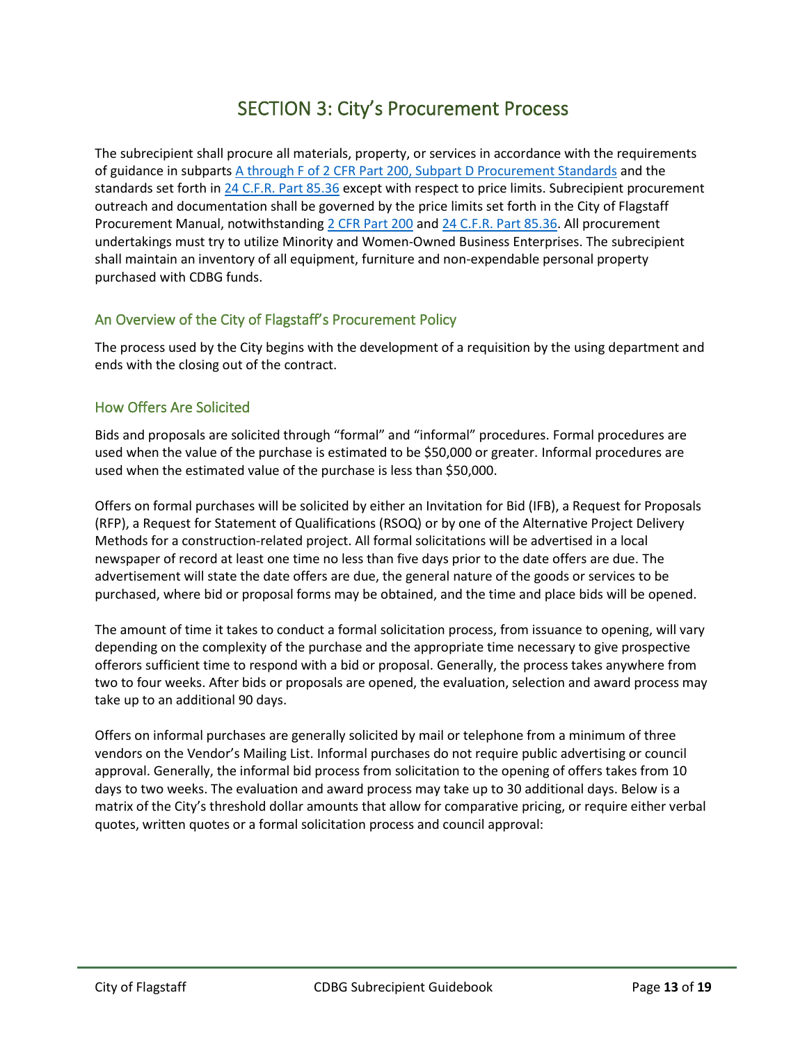# SECTION 3: City's Procurement Process

The subrecipient shall procure all materials, property, or services in accordance with the requirements of guidance in subparts [A through F of 2 CFR Part 200, Subpart D Procurement Standards] and the standards set forth in [24 C.F.R. Part 85.36] except with respect to price limits. Subrecipient procurement outreach and documentation shall be governed by the price limits set forth in the City of Flagstaff Procurement Manual, notwithstanding [2 CFR Part 200] and [24 C.F.R. Part 85.36]. All procurement undertakings must try to utilize Minority and Women-Owned Business Enterprises. The subrecipient shall maintain an inventory of all equipment, furniture and non-expendable personal property purchased with CDBG funds.

## An Overview of the City of Flagstaff's Procurement Policy

The process used by the City begins with the development of a requisition by the using department and ends with the closing out of the contract.

## How Offers Are Solicited

Bids and proposals are solicited through "formal" and "informal" procedures. Formal procedures are used when the value of the purchase is estimated to be $50,000 or greater. Informal procedures are used when the estimated value of the purchase is less than $50,000.

Offers on formal purchases will be solicited by either an Invitation for Bid (IFB), a Request for Proposals (RFP), a Request for Statement of Qualifications (RSOQ) or by one of the Alternative Project Delivery Methods for a construction-related project. All formal solicitations will be advertised in a local newspaper of record at least one time no less than five days prior to the date offers are due. The advertisement will state the date offers are due, the general nature of the goods or services to be purchased, where bid or proposal forms may be obtained, and the time and place bids will be opened.

The amount of time it takes to conduct a formal solicitation process, from issuance to opening, will vary depending on the complexity of the purchase and the appropriate time necessary to give prospective offerors sufficient time to respond with a bid or proposal. Generally, the process takes anywhere from two to four weeks. After bids or proposals are opened, the evaluation, selection and award process may take up to an additional 90 days.

Offers on informal purchases are generally solicited by mail or telephone from a minimum of three vendors on the Vendor's Mailing List. Informal purchases do not require public advertising or council approval. Generally, the informal bid process from solicitation to the opening of offers takes from 10 days to two weeks. The evaluation and award process may take up to 30 additional days. Below is a matrix of the City's threshold dollar amounts that allow for comparative pricing, or require either verbal quotes, written quotes or a formal solicitation process and council approval: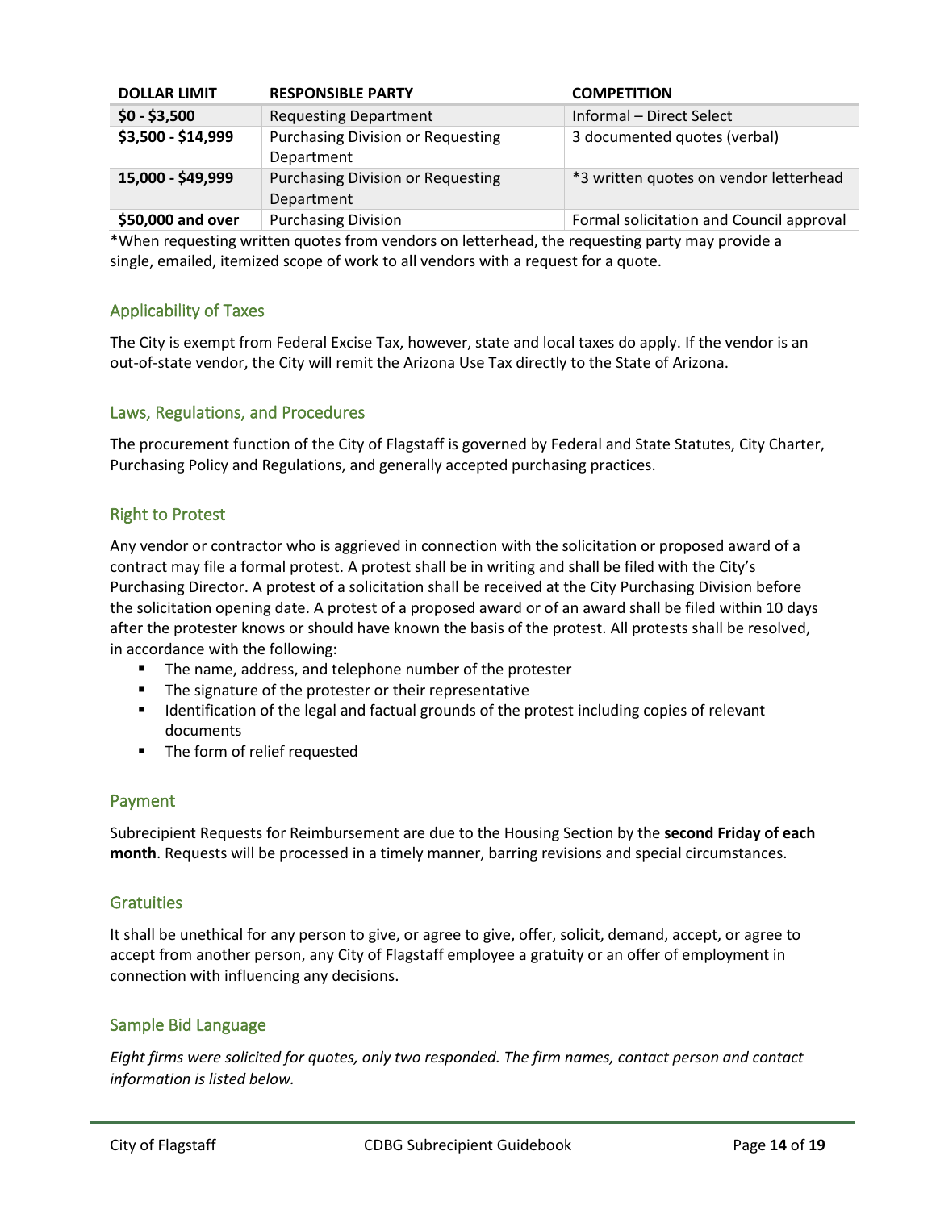| DOLLAR LIMIT | RESPONSIBLE PARTY | COMPETITION |
|---|---|---|
| **$0 - $3,500** | Requesting Department | Informal – Direct Select |
| **$3,500 - $14,999** | Purchasing Division or Requesting Department | 3 documented quotes (verbal) |
| **15,000 - $49,999** | Purchasing Division or Requesting Department | *3 written quotes on vendor letterhead |
| **$50,000 and over** | Purchasing Division | Formal solicitation and Council approval |

*When requesting written quotes from vendors on letterhead, the requesting party may provide a single, emailed, itemized scope of work to all vendors with a request for a quote.

## Applicability of Taxes

The City is exempt from Federal Excise Tax, however, state and local taxes do apply. If the vendor is an out-of-state vendor, the City will remit the Arizona Use Tax directly to the State of Arizona.

## Laws, Regulations, and Procedures

The procurement function of the City of Flagstaff is governed by Federal and State Statutes, City Charter, Purchasing Policy and Regulations, and generally accepted purchasing practices.

## Right to Protest

Any vendor or contractor who is aggrieved in connection with the solicitation or proposed award of a contract may file a formal protest. A protest shall be in writing and shall be filed with the City's Purchasing Director. A protest of a solicitation shall be received at the City Purchasing Division before the solicitation opening date. A protest of a proposed award or of an award shall be filed within 10 days after the protester knows or should have known the basis of the protest. All protests shall be resolved, in accordance with the following:

- The name, address, and telephone number of the protester
- The signature of the protester or their representative
- Identification of the legal and factual grounds of the protest including copies of relevant documents
- The form of relief requested

## Payment

Subrecipient Requests for Reimbursement are due to the Housing Section by the **second Friday of each month**. Requests will be processed in a timely manner, barring revisions and special circumstances.

## Gratuities

It shall be unethical for any person to give, or agree to give, offer, solicit, demand, accept, or agree to accept from another person, any City of Flagstaff employee a gratuity or an offer of employment in connection with influencing any decisions.

## Sample Bid Language

*Eight firms were solicited for quotes, only two responded. The firm names, contact person and contact information is listed below.*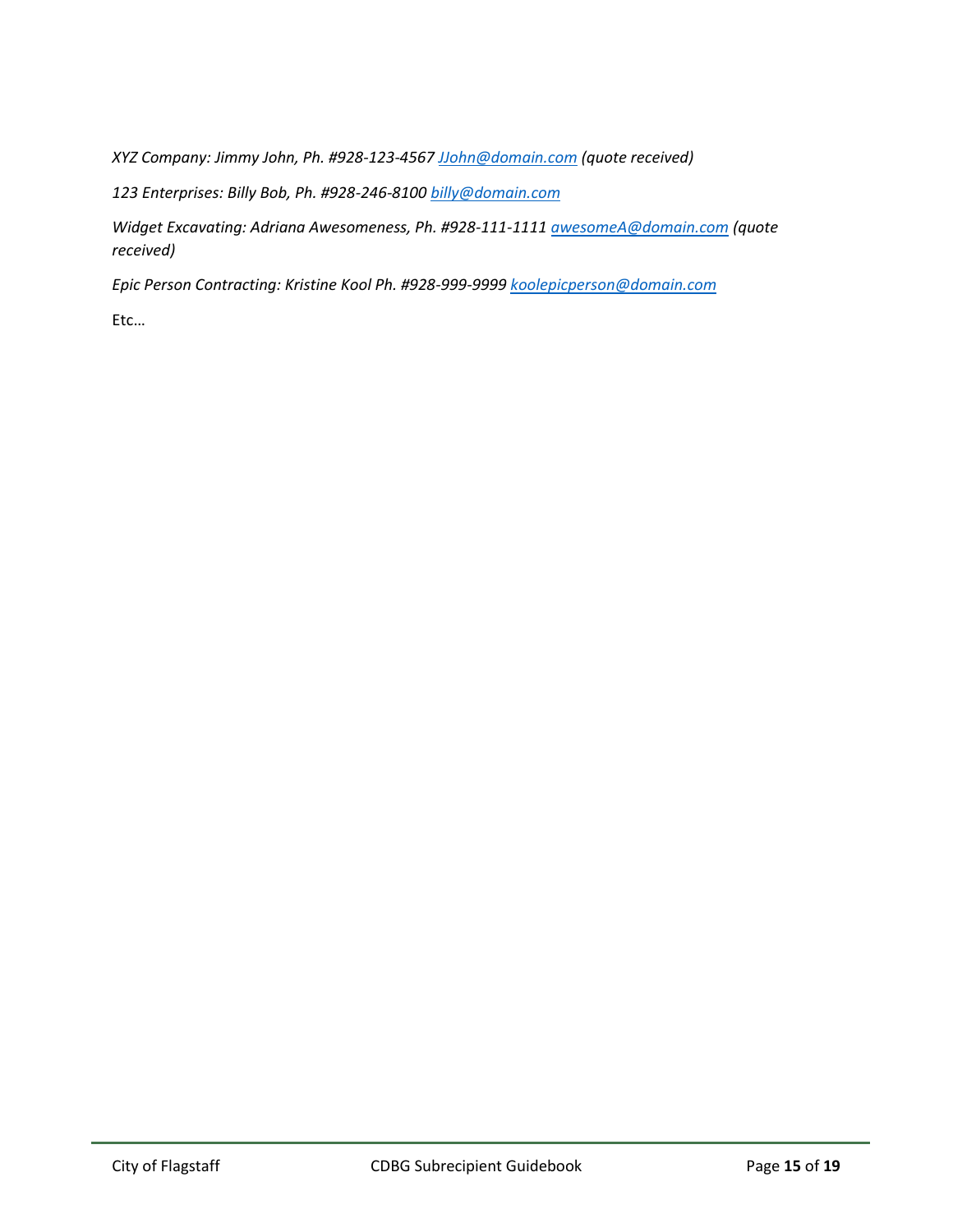*XYZ Company: Jimmy John, Ph. #928-123-4567 JJohn@domain.com (quote received)*

*123 Enterprises: Billy Bob, Ph. #928-246-8100 billy@domain.com*

*Widget Excavating: Adriana Awesomeness, Ph. #928-111-1111 awesomeA@domain.com (quote received)*

*Epic Person Contracting: Kristine Kool Ph. #928-999-9999 koolepicperson@domain.com*

Etc…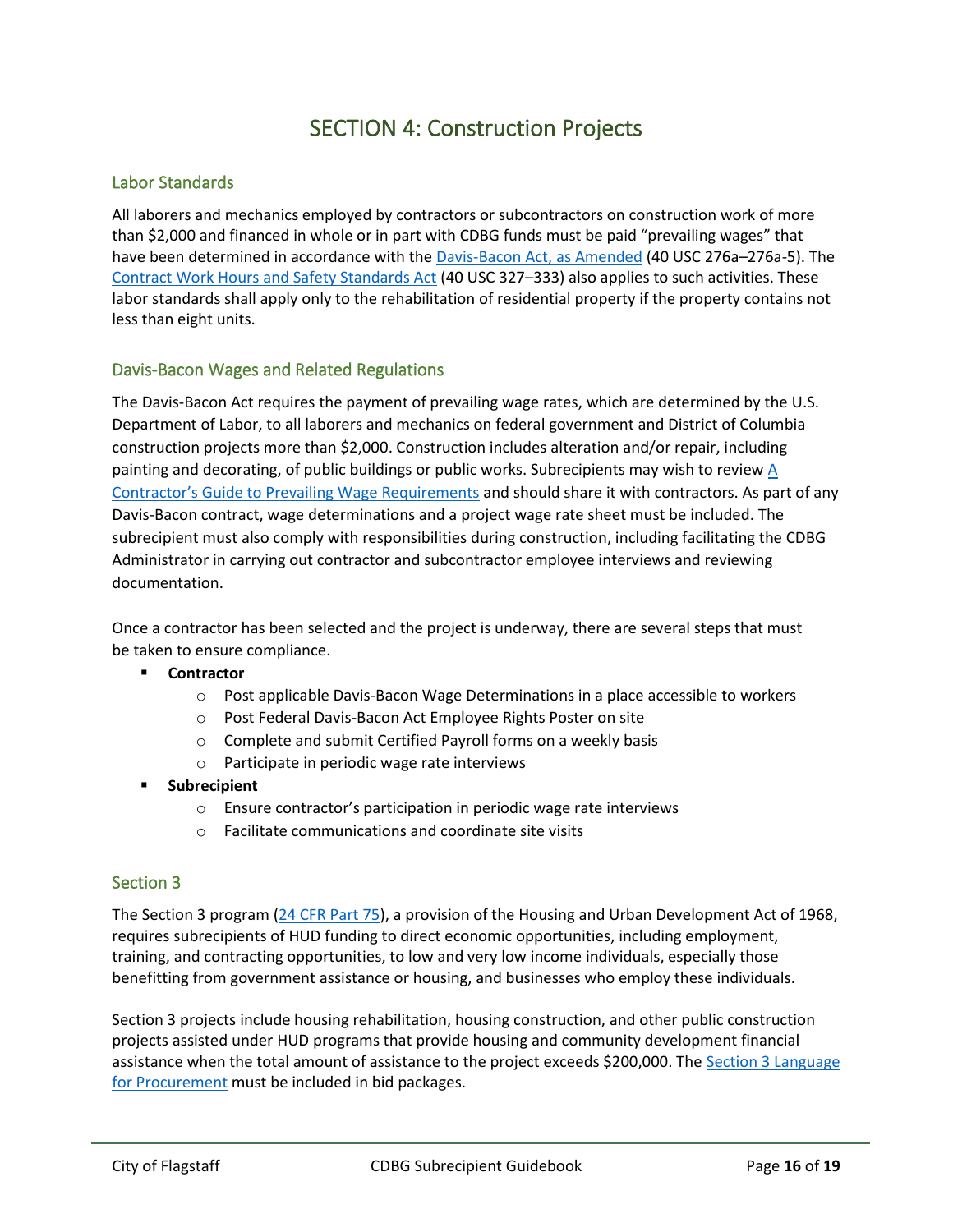# SECTION 4: Construction Projects

## Labor Standards

All laborers and mechanics employed by contractors or subcontractors on construction work of more than $2,000 and financed in whole or in part with CDBG funds must be paid "prevailing wages" that have been determined in accordance with the Davis-Bacon Act, as Amended (40 USC 276a–276a-5). The Contract Work Hours and Safety Standards Act (40 USC 327–333) also applies to such activities. These labor standards shall apply only to the rehabilitation of residential property if the property contains not less than eight units.

## Davis-Bacon Wages and Related Regulations

The Davis-Bacon Act requires the payment of prevailing wage rates, which are determined by the U.S. Department of Labor, to all laborers and mechanics on federal government and District of Columbia construction projects more than $2,000. Construction includes alteration and/or repair, including painting and decorating, of public buildings or public works. Subrecipients may wish to review A Contractor's Guide to Prevailing Wage Requirements and should share it with contractors. As part of any Davis-Bacon contract, wage determinations and a project wage rate sheet must be included. The subrecipient must also comply with responsibilities during construction, including facilitating the CDBG Administrator in carrying out contractor and subcontractor employee interviews and reviewing documentation.

Once a contractor has been selected and the project is underway, there are several steps that must be taken to ensure compliance.

- **Contractor**
  - Post applicable Davis-Bacon Wage Determinations in a place accessible to workers
  - Post Federal Davis-Bacon Act Employee Rights Poster on site
  - Complete and submit Certified Payroll forms on a weekly basis
  - Participate in periodic wage rate interviews
- **Subrecipient**
  - Ensure contractor's participation in periodic wage rate interviews
  - Facilitate communications and coordinate site visits

## Section 3

The Section 3 program (24 CFR Part 75), a provision of the Housing and Urban Development Act of 1968, requires subrecipients of HUD funding to direct economic opportunities, including employment, training, and contracting opportunities, to low and very low income individuals, especially those benefitting from government assistance or housing, and businesses who employ these individuals.

Section 3 projects include housing rehabilitation, housing construction, and other public construction projects assisted under HUD programs that provide housing and community development financial assistance when the total amount of assistance to the project exceeds $200,000. The Section 3 Language for Procurement must be included in bid packages.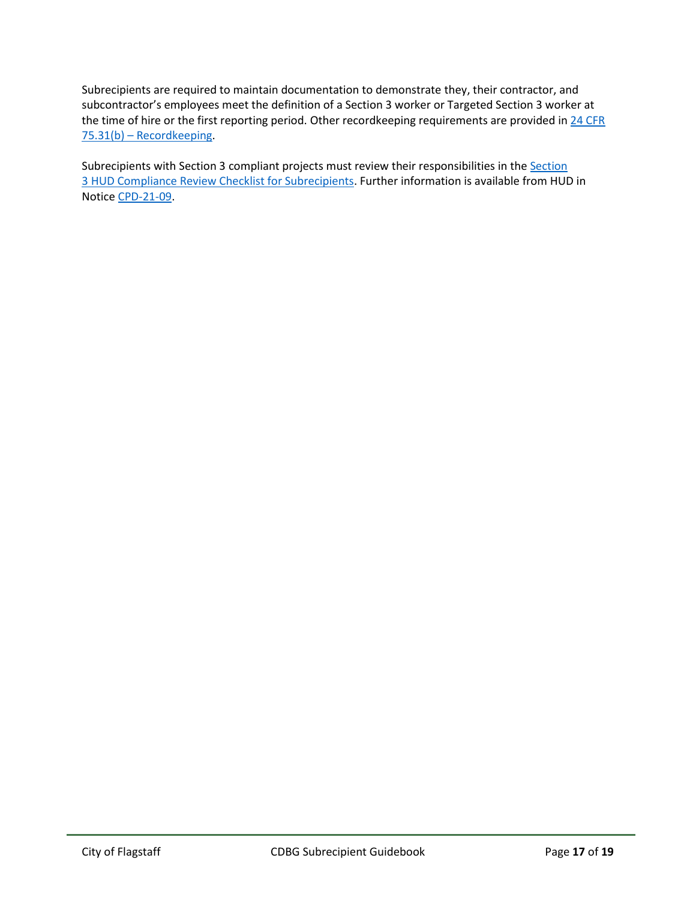Subrecipients are required to maintain documentation to demonstrate they, their contractor, and subcontractor's employees meet the definition of a Section 3 worker or Targeted Section 3 worker at the time of hire or the first reporting period. Other recordkeeping requirements are provided in 24 CFR 75.31(b) – Recordkeeping.

Subrecipients with Section 3 compliant projects must review their responsibilities in the Section 3 HUD Compliance Review Checklist for Subrecipients. Further information is available from HUD in Notice CPD-21-09.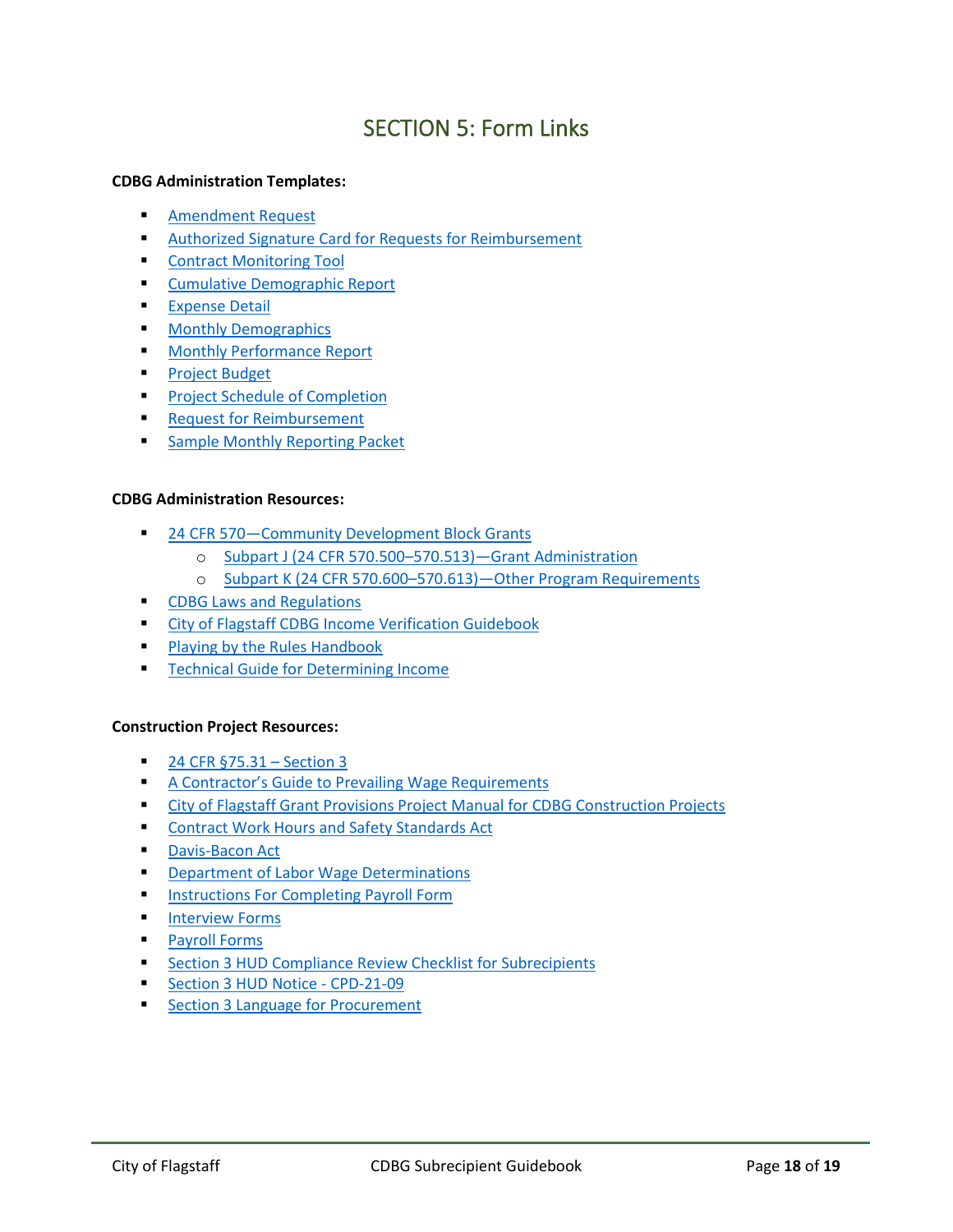# SECTION 5: Form Links

**CDBG Administration Templates:**

- Amendment Request
- Authorized Signature Card for Requests for Reimbursement
- Contract Monitoring Tool
- Cumulative Demographic Report
- Expense Detail
- Monthly Demographics
- Monthly Performance Report
- Project Budget
- Project Schedule of Completion
- Request for Reimbursement
- Sample Monthly Reporting Packet

**CDBG Administration Resources:**

- 24 CFR 570—Community Development Block Grants
  - Subpart J (24 CFR 570.500–570.513)—Grant Administration
  - Subpart K (24 CFR 570.600–570.613)—Other Program Requirements
- CDBG Laws and Regulations
- City of Flagstaff CDBG Income Verification Guidebook
- Playing by the Rules Handbook
- Technical Guide for Determining Income

**Construction Project Resources:**

- 24 CFR §75.31 – Section 3
- A Contractor's Guide to Prevailing Wage Requirements
- City of Flagstaff Grant Provisions Project Manual for CDBG Construction Projects
- Contract Work Hours and Safety Standards Act
- Davis-Bacon Act
- Department of Labor Wage Determinations
- Instructions For Completing Payroll Form
- Interview Forms
- Payroll Forms
- Section 3 HUD Compliance Review Checklist for Subrecipients
- Section 3 HUD Notice - CPD-21-09
- Section 3 Language for Procurement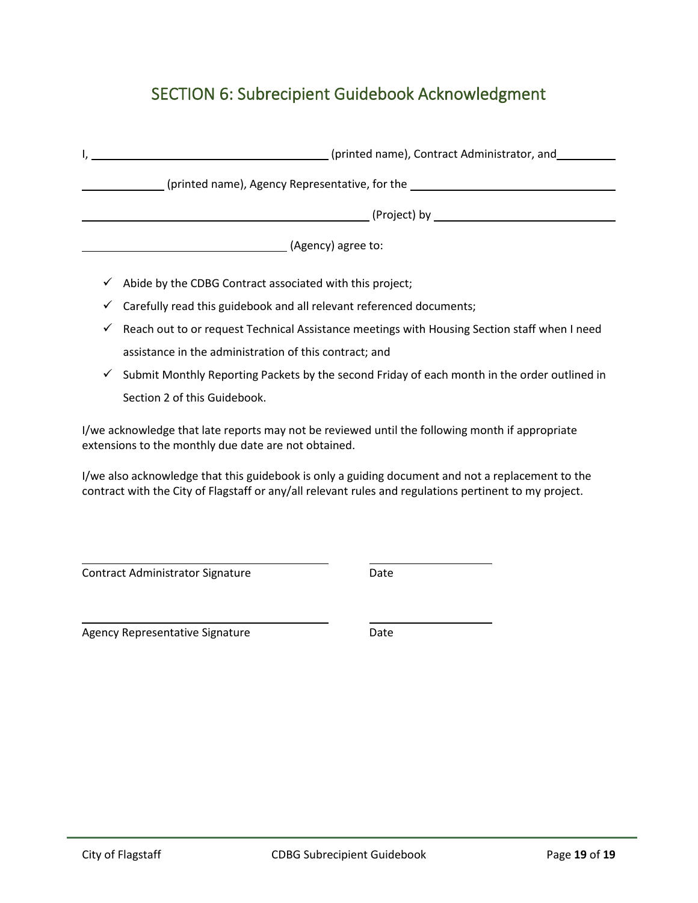## SECTION 6: Subrecipient Guidebook Acknowledgment

I, ______________________________ (printed name), Contract Administrator, and __________ __________ (printed name), Agency Representative, for the ______________________________ ______________________________ (Project) by ______________________________ ______________________________ (Agency) agree to:

- ✓ Abide by the CDBG Contract associated with this project;
- ✓ Carefully read this guidebook and all relevant referenced documents;
- ✓ Reach out to or request Technical Assistance meetings with Housing Section staff when I need assistance in the administration of this contract; and
- ✓ Submit Monthly Reporting Packets by the second Friday of each month in the order outlined in Section 2 of this Guidebook.

I/we acknowledge that late reports may not be reviewed until the following month if appropriate extensions to the monthly due date are not obtained.

I/we also acknowledge that this guidebook is only a guiding document and not a replacement to the contract with the City of Flagstaff or any/all relevant rules and regulations pertinent to my project.

______________________________ ______________

Contract Administrator Signature Date

______________________________ ______________

Agency Representative Signature Date